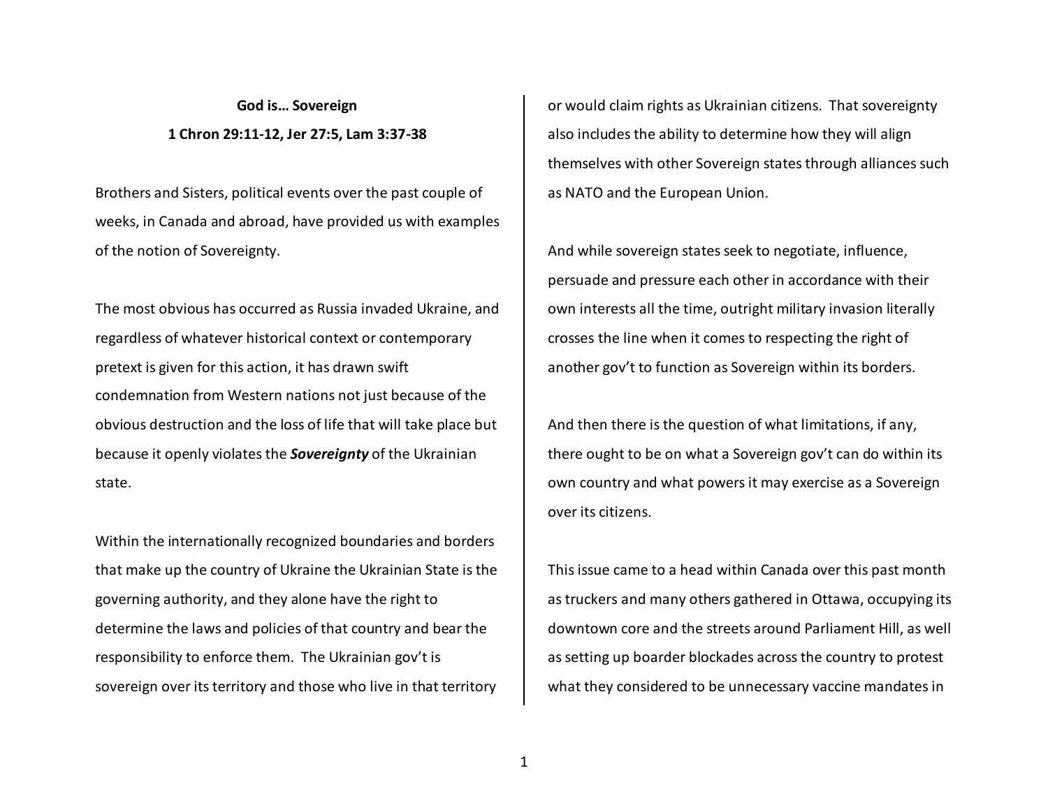**God is… Sovereign**

**1 Chron 29:11-12, Jer 27:5, Lam 3:37-38**

Brothers and Sisters, political events over the past couple of weeks, in Canada and abroad, have provided us with examples of the notion of Sovereignty.

The most obvious has occurred as Russia invaded Ukraine, and regardless of whatever historical context or contemporary pretext is given for this action, it has drawn swift condemnation from Western nations not just because of the obvious destruction and the loss of life that will take place but because it openly violates the ***Sovereignty*** of the Ukrainian state.

Within the internationally recognized boundaries and borders that make up the country of Ukraine the Ukrainian State is the governing authority, and they alone have the right to determine the laws and policies of that country and bear the responsibility to enforce them. The Ukrainian gov't is sovereign over its territory and those who live in that territory or would claim rights as Ukrainian citizens. That sovereignty also includes the ability to determine how they will align themselves with other Sovereign states through alliances such as NATO and the European Union.

And while sovereign states seek to negotiate, influence, persuade and pressure each other in accordance with their own interests all the time, outright military invasion literally crosses the line when it comes to respecting the right of another gov't to function as Sovereign within its borders.

And then there is the question of what limitations, if any, there ought to be on what a Sovereign gov't can do within its own country and what powers it may exercise as a Sovereign over its citizens.

This issue came to a head within Canada over this past month as truckers and many others gathered in Ottawa, occupying its downtown core and the streets around Parliament Hill, as well as setting up boarder blockades across the country to protest what they considered to be unnecessary vaccine mandates in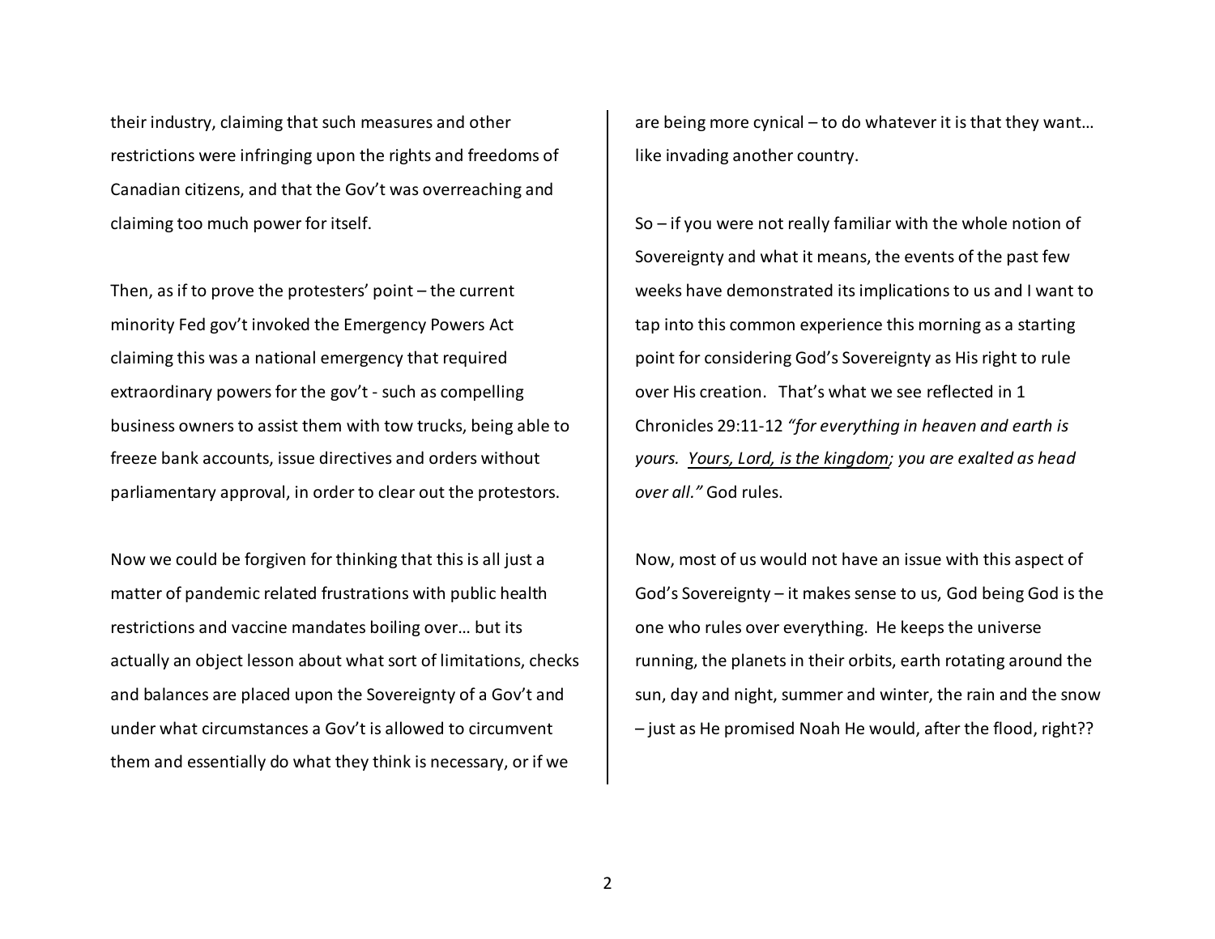their industry, claiming that such measures and other restrictions were infringing upon the rights and freedoms of Canadian citizens, and that the Gov't was overreaching and claiming too much power for itself.

Then, as if to prove the protesters' point – the current minority Fed gov't invoked the Emergency Powers Act claiming this was a national emergency that required extraordinary powers for the gov't - such as compelling business owners to assist them with tow trucks, being able to freeze bank accounts, issue directives and orders without parliamentary approval, in order to clear out the protestors.

Now we could be forgiven for thinking that this is all just a matter of pandemic related frustrations with public health restrictions and vaccine mandates boiling over… but its actually an object lesson about what sort of limitations, checks and balances are placed upon the Sovereignty of a Gov't and under what circumstances a Gov't is allowed to circumvent them and essentially do what they think is necessary, or if we are being more cynical – to do whatever it is that they want… like invading another country.

So – if you were not really familiar with the whole notion of Sovereignty and what it means, the events of the past few weeks have demonstrated its implications to us and I want to tap into this common experience this morning as a starting point for considering God's Sovereignty as His right to rule over His creation. That's what we see reflected in 1 Chronicles 29:11-12 *"for everything in heaven and earth is yours. <u>Yours, Lord, is the kingdom</u>; you are exalted as head over all."* God rules.

Now, most of us would not have an issue with this aspect of God's Sovereignty – it makes sense to us, God being God is the one who rules over everything. He keeps the universe running, the planets in their orbits, earth rotating around the sun, day and night, summer and winter, the rain and the snow – just as He promised Noah He would, after the flood, right??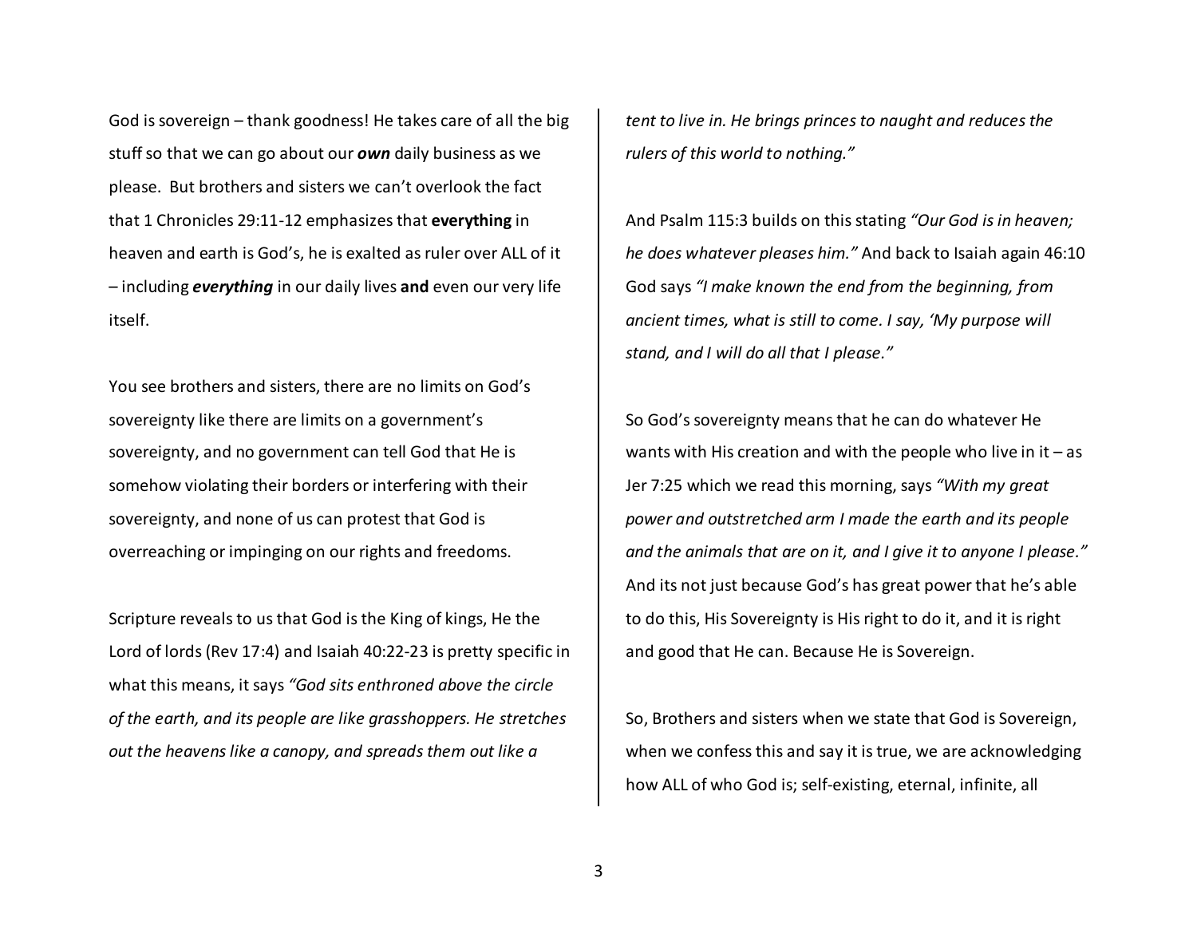God is sovereign – thank goodness! He takes care of all the big stuff so that we can go about our ***own*** daily business as we please. But brothers and sisters we can't overlook the fact that 1 Chronicles 29:11-12 emphasizes that **everything** in heaven and earth is God's, he is exalted as ruler over ALL of it – including ***everything*** in our daily lives **and** even our very life itself.

You see brothers and sisters, there are no limits on God's sovereignty like there are limits on a government's sovereignty, and no government can tell God that He is somehow violating their borders or interfering with their sovereignty, and none of us can protest that God is overreaching or impinging on our rights and freedoms.

Scripture reveals to us that God is the King of kings, He the Lord of lords (Rev 17:4) and Isaiah 40:22-23 is pretty specific in what this means, it says *"God sits enthroned above the circle of the earth, and its people are like grasshoppers. He stretches out the heavens like a canopy, and spreads them out like a tent to live in. He brings princes to naught and reduces the rulers of this world to nothing."*

And Psalm 115:3 builds on this stating *"Our God is in heaven; he does whatever pleases him."* And back to Isaiah again 46:10 God says *"I make known the end from the beginning, from ancient times, what is still to come. I say, 'My purpose will stand, and I will do all that I please."*

So God's sovereignty means that he can do whatever He wants with His creation and with the people who live in it – as Jer 7:25 which we read this morning, says *"With my great power and outstretched arm I made the earth and its people and the animals that are on it, and I give it to anyone I please."* And its not just because God's has great power that he's able to do this, His Sovereignty is His right to do it, and it is right and good that He can. Because He is Sovereign.

So, Brothers and sisters when we state that God is Sovereign, when we confess this and say it is true, we are acknowledging how ALL of who God is; self-existing, eternal, infinite, all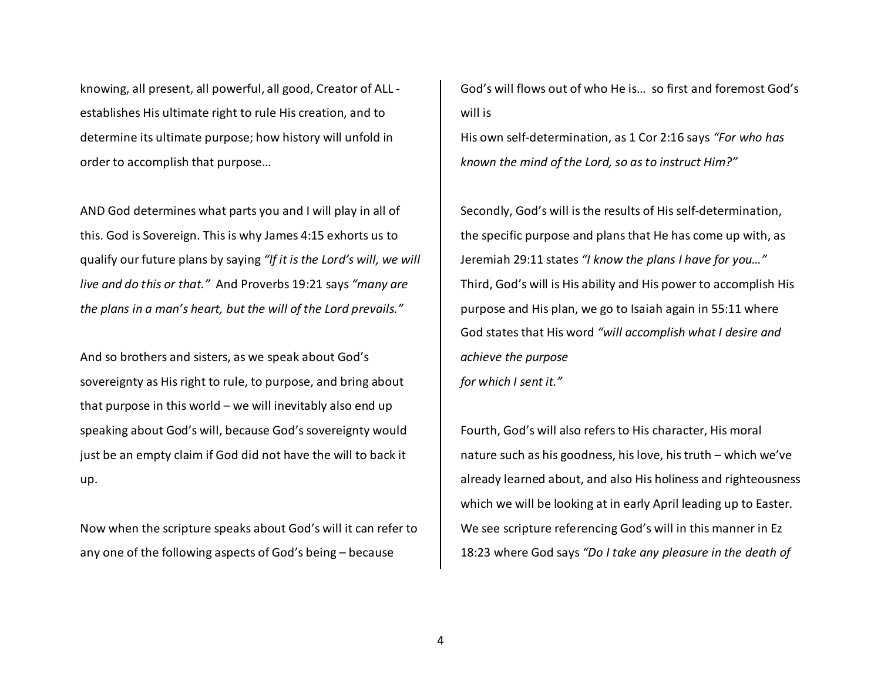knowing, all present, all powerful, all good, Creator of ALL - establishes His ultimate right to rule His creation, and to determine its ultimate purpose; how history will unfold in order to accomplish that purpose…

AND God determines what parts you and I will play in all of this. God is Sovereign. This is why James 4:15 exhorts us to qualify our future plans by saying *"If it is the Lord's will, we will live and do this or that."* And Proverbs 19:21 says *"many are the plans in a man's heart, but the will of the Lord prevails."*

And so brothers and sisters, as we speak about God's sovereignty as His right to rule, to purpose, and bring about that purpose in this world – we will inevitably also end up speaking about God's will, because God's sovereignty would just be an empty claim if God did not have the will to back it up.

Now when the scripture speaks about God's will it can refer to any one of the following aspects of God's being – because God's will flows out of who He is… so first and foremost God's will is
His own self-determination, as 1 Cor 2:16 says *"For who has known the mind of the Lord, so as to instruct Him?"*

Secondly, God's will is the results of His self-determination, the specific purpose and plans that He has come up with, as Jeremiah 29:11 states *"I know the plans I have for you…"*
Third, God's will is His ability and His power to accomplish His purpose and His plan, we go to Isaiah again in 55:11 where God states that His word *"will accomplish what I desire and achieve the purpose for which I sent it."*

Fourth, God's will also refers to His character, His moral nature such as his goodness, his love, his truth – which we've already learned about, and also His holiness and righteousness which we will be looking at in early April leading up to Easter. We see scripture referencing God's will in this manner in Ez 18:23 where God says *"Do I take any pleasure in the death of*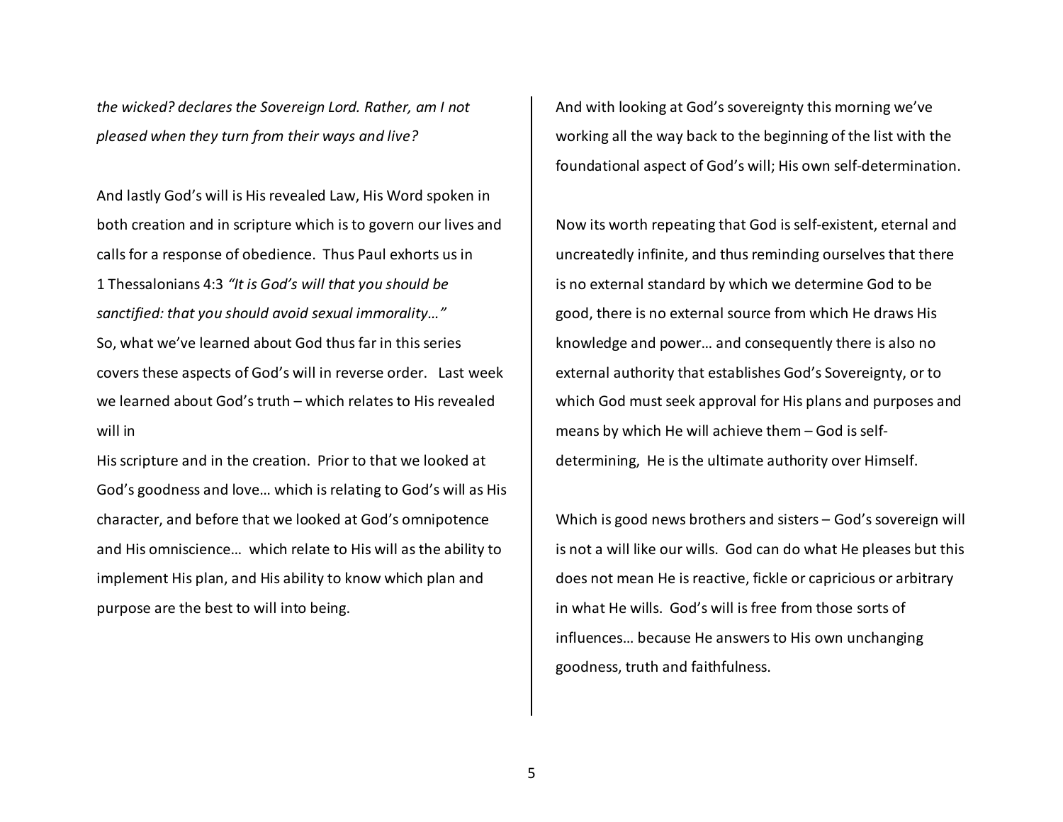*the wicked? declares the Sovereign Lord. Rather, am I not pleased when they turn from their ways and live?*

And lastly God's will is His revealed Law, His Word spoken in both creation and in scripture which is to govern our lives and calls for a response of obedience. Thus Paul exhorts us in 1 Thessalonians 4:3 *"It is God's will that you should be sanctified: that you should avoid sexual immorality…"*

So, what we've learned about God thus far in this series covers these aspects of God's will in reverse order. Last week we learned about God's truth – which relates to His revealed will in His scripture and in the creation. Prior to that we looked at God's goodness and love… which is relating to God's will as His character, and before that we looked at God's omnipotence and His omniscience… which relate to His will as the ability to implement His plan, and His ability to know which plan and purpose are the best to will into being.

And with looking at God's sovereignty this morning we've working all the way back to the beginning of the list with the foundational aspect of God's will; His own self-determination.

Now its worth repeating that God is self-existent, eternal and uncreatedly infinite, and thus reminding ourselves that there is no external standard by which we determine God to be good, there is no external source from which He draws His knowledge and power… and consequently there is also no external authority that establishes God's Sovereignty, or to which God must seek approval for His plans and purposes and means by which He will achieve them – God is self-determining, He is the ultimate authority over Himself.

Which is good news brothers and sisters – God's sovereign will is not a will like our wills. God can do what He pleases but this does not mean He is reactive, fickle or capricious or arbitrary in what He wills. God's will is free from those sorts of influences… because He answers to His own unchanging goodness, truth and faithfulness.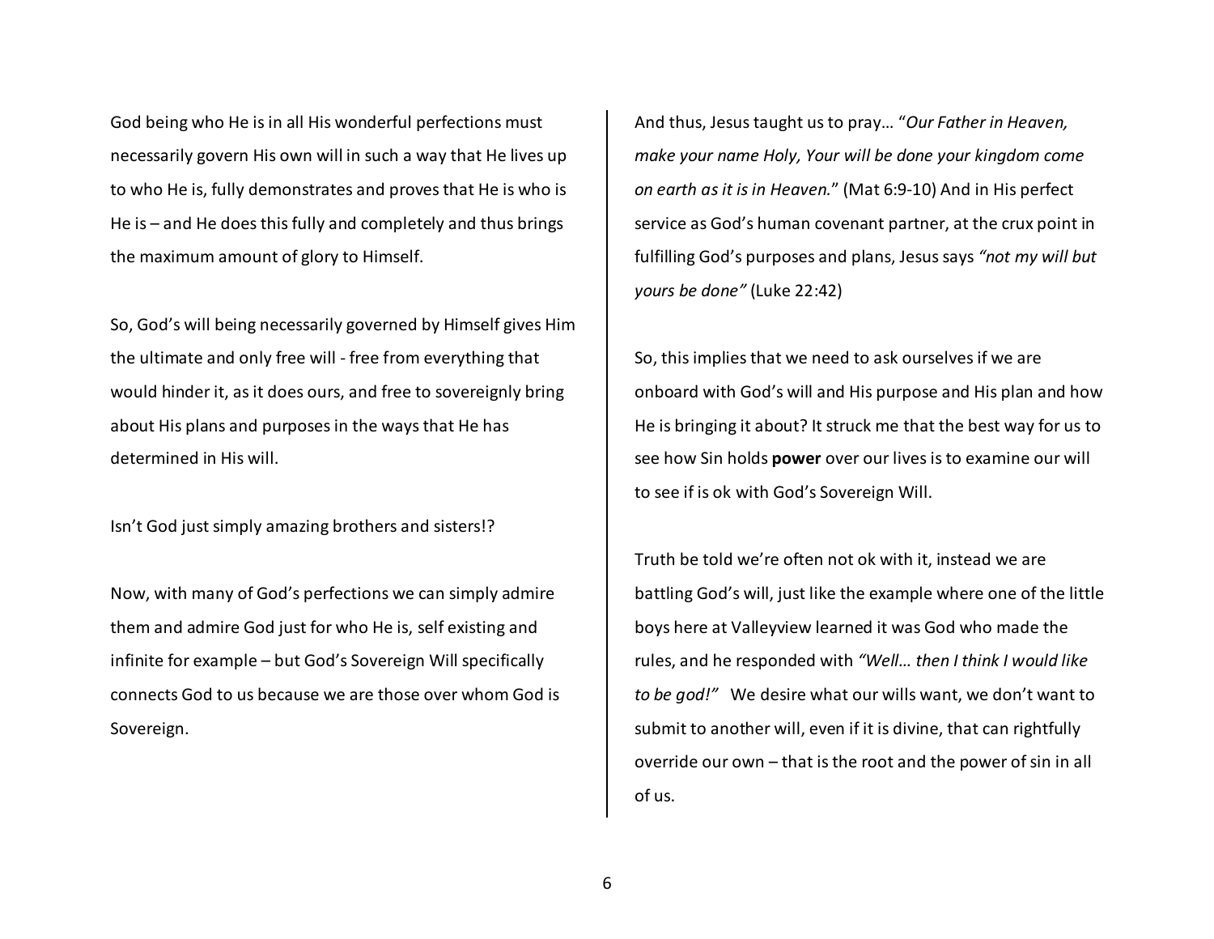God being who He is in all His wonderful perfections must necessarily govern His own will in such a way that He lives up to who He is, fully demonstrates and proves that He is who is He is – and He does this fully and completely and thus brings the maximum amount of glory to Himself.

So, God's will being necessarily governed by Himself gives Him the ultimate and only free will - free from everything that would hinder it, as it does ours, and free to sovereignly bring about His plans and purposes in the ways that He has determined in His will.

Isn't God just simply amazing brothers and sisters!?

Now, with many of God's perfections we can simply admire them and admire God just for who He is, self existing and infinite for example – but God's Sovereign Will specifically connects God to us because we are those over whom God is Sovereign.

And thus, Jesus taught us to pray… "*Our Father in Heaven, make your name Holy, Your will be done your kingdom come on earth as it is in Heaven.*" (Mat 6:9-10) And in His perfect service as God's human covenant partner, at the crux point in fulfilling God's purposes and plans, Jesus says *"not my will but yours be done"* (Luke 22:42)

So, this implies that we need to ask ourselves if we are onboard with God's will and His purpose and His plan and how He is bringing it about? It struck me that the best way for us to see how Sin holds **power** over our lives is to examine our will to see if is ok with God's Sovereign Will.

Truth be told we're often not ok with it, instead we are battling God's will, just like the example where one of the little boys here at Valleyview learned it was God who made the rules, and he responded with *"Well… then I think I would like to be god!"* We desire what our wills want, we don't want to submit to another will, even if it is divine, that can rightfully override our own – that is the root and the power of sin in all of us.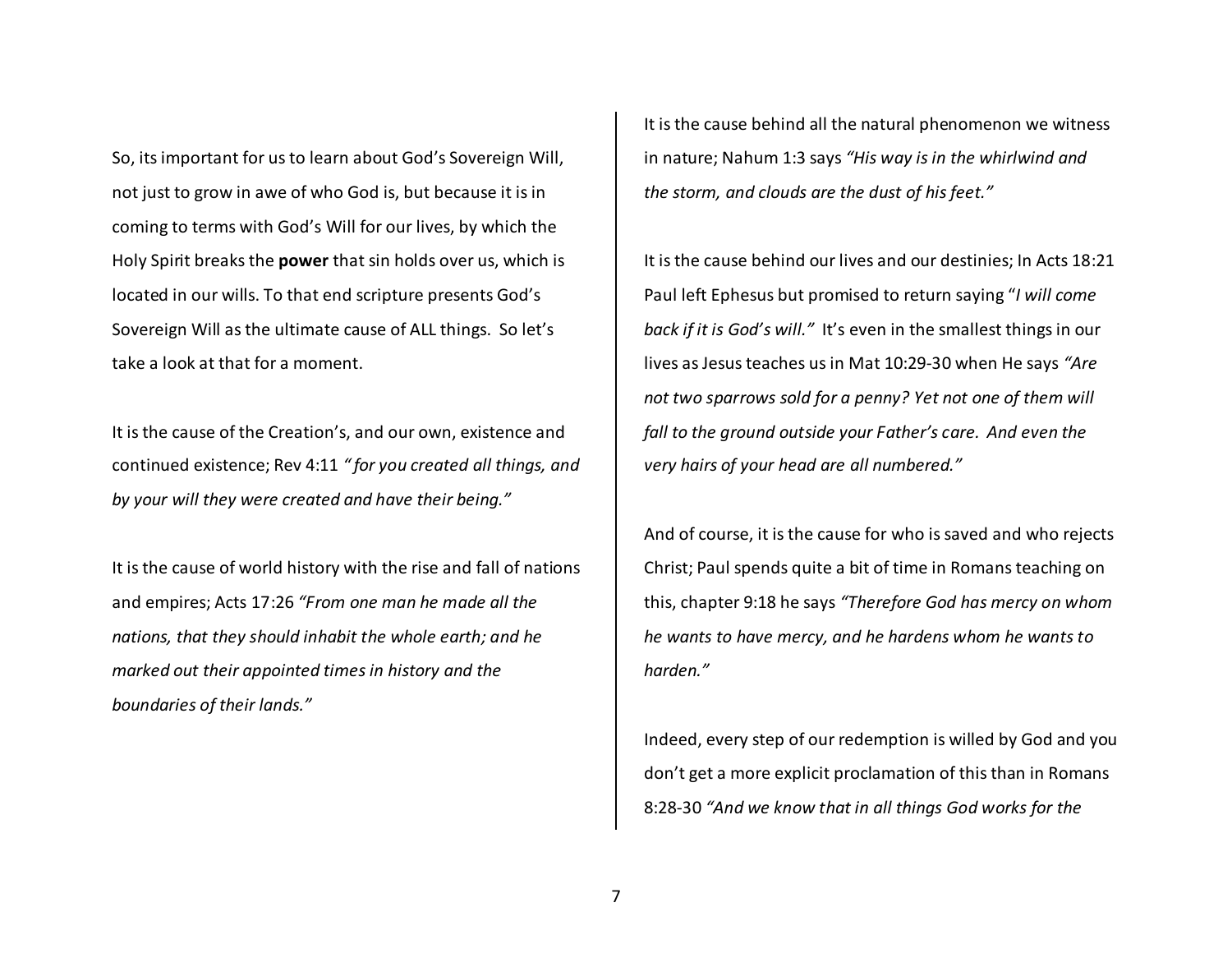So, its important for us to learn about God's Sovereign Will, not just to grow in awe of who God is, but because it is in coming to terms with God's Will for our lives, by which the Holy Spirit breaks the **power** that sin holds over us, which is located in our wills. To that end scripture presents God's Sovereign Will as the ultimate cause of ALL things. So let's take a look at that for a moment.

It is the cause of the Creation's, and our own, existence and continued existence; Rev 4:11 *" for you created all things, and by your will they were created and have their being."*

It is the cause of world history with the rise and fall of nations and empires; Acts 17:26 *"From one man he made all the nations, that they should inhabit the whole earth; and he marked out their appointed times in history and the boundaries of their lands."*

It is the cause behind all the natural phenomenon we witness in nature; Nahum 1:3 says *"His way is in the whirlwind and the storm, and clouds are the dust of his feet."*

It is the cause behind our lives and our destinies; In Acts 18:21 Paul left Ephesus but promised to return saying "*I will come back if it is God's will."* It's even in the smallest things in our lives as Jesus teaches us in Mat 10:29-30 when He says *"Are not two sparrows sold for a penny? Yet not one of them will fall to the ground outside your Father's care. And even the very hairs of your head are all numbered."*

And of course, it is the cause for who is saved and who rejects Christ; Paul spends quite a bit of time in Romans teaching on this, chapter 9:18 he says *"Therefore God has mercy on whom he wants to have mercy, and he hardens whom he wants to harden."*

Indeed, every step of our redemption is willed by God and you don't get a more explicit proclamation of this than in Romans 8:28-30 *"And we know that in all things God works for the*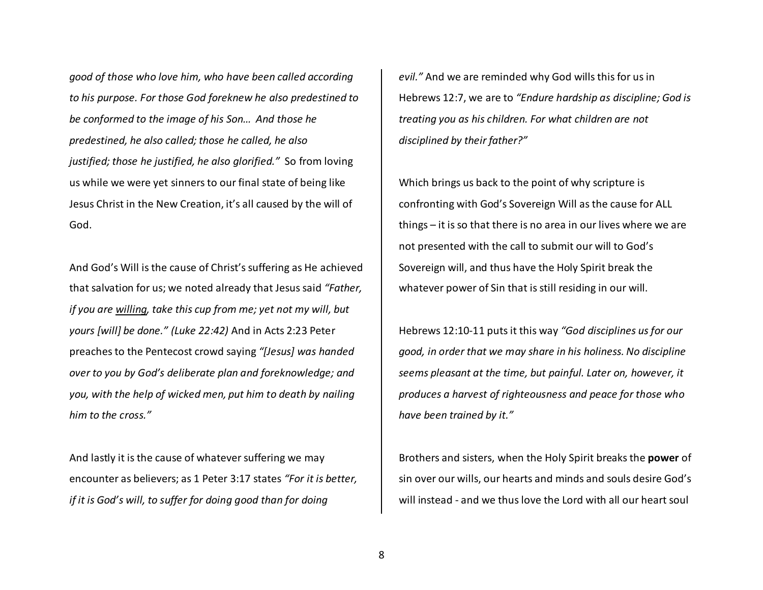*good of those who love him, who have been called according to his purpose. For those God foreknew he also predestined to be conformed to the image of his Son… And those he predestined, he also called; those he called, he also justified; those he justified, he also glorified."* So from loving us while we were yet sinners to our final state of being like Jesus Christ in the New Creation, it's all caused by the will of God.

And God's Will is the cause of Christ's suffering as He achieved that salvation for us; we noted already that Jesus said *"Father, if you are <u>willing</u>, take this cup from me; yet not my will, but yours [will] be done." (Luke 22:42)* And in Acts 2:23 Peter preaches to the Pentecost crowd saying *"[Jesus] was handed over to you by God's deliberate plan and foreknowledge; and you, with the help of wicked men, put him to death by nailing him to the cross."*

And lastly it is the cause of whatever suffering we may encounter as believers; as 1 Peter 3:17 states *"For it is better, if it is God's will, to suffer for doing good than for doing evil."* And we are reminded why God wills this for us in Hebrews 12:7, we are to *"Endure hardship as discipline; God is treating you as his children. For what children are not disciplined by their father?"*

Which brings us back to the point of why scripture is confronting with God's Sovereign Will as the cause for ALL things – it is so that there is no area in our lives where we are not presented with the call to submit our will to God's Sovereign will, and thus have the Holy Spirit break the whatever power of Sin that is still residing in our will.

Hebrews 12:10-11 puts it this way *"God disciplines us for our good, in order that we may share in his holiness. No discipline seems pleasant at the time, but painful. Later on, however, it produces a harvest of righteousness and peace for those who have been trained by it."*

Brothers and sisters, when the Holy Spirit breaks the **power** of sin over our wills, our hearts and minds and souls desire God's will instead - and we thus love the Lord with all our heart soul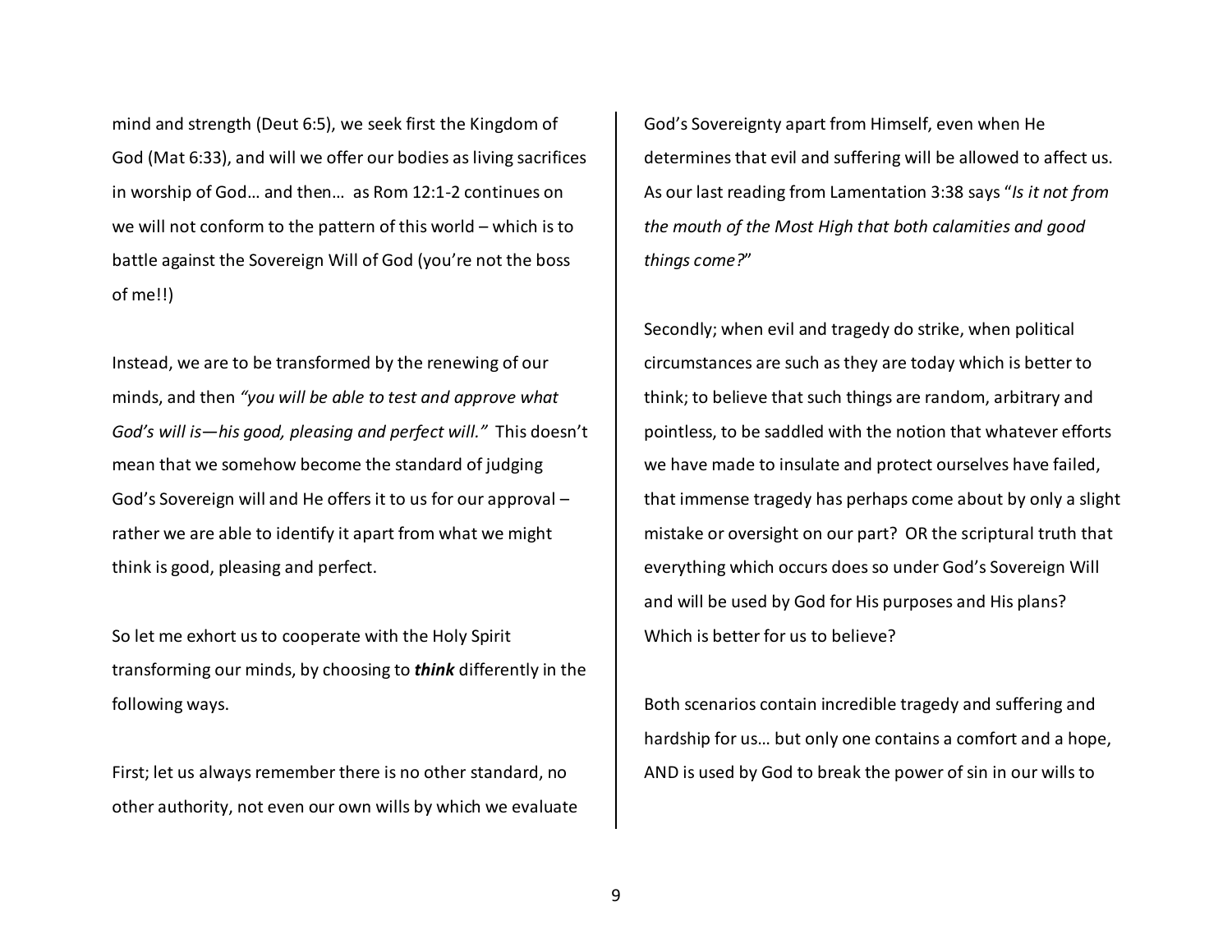mind and strength (Deut 6:5), we seek first the Kingdom of God (Mat 6:33), and will we offer our bodies as living sacrifices in worship of God… and then… as Rom 12:1-2 continues on we will not conform to the pattern of this world – which is to battle against the Sovereign Will of God (you're not the boss of me!!)

Instead, we are to be transformed by the renewing of our minds, and then *"you will be able to test and approve what God's will is—his good, pleasing and perfect will."* This doesn't mean that we somehow become the standard of judging God's Sovereign will and He offers it to us for our approval – rather we are able to identify it apart from what we might think is good, pleasing and perfect.

So let me exhort us to cooperate with the Holy Spirit transforming our minds, by choosing to ***think*** differently in the following ways.

First; let us always remember there is no other standard, no other authority, not even our own wills by which we evaluate God's Sovereignty apart from Himself, even when He determines that evil and suffering will be allowed to affect us. As our last reading from Lamentation 3:38 says "*Is it not from the mouth of the Most High that both calamities and good things come?*"

Secondly; when evil and tragedy do strike, when political circumstances are such as they are today which is better to think; to believe that such things are random, arbitrary and pointless, to be saddled with the notion that whatever efforts we have made to insulate and protect ourselves have failed, that immense tragedy has perhaps come about by only a slight mistake or oversight on our part? OR the scriptural truth that everything which occurs does so under God's Sovereign Will and will be used by God for His purposes and His plans? Which is better for us to believe?

Both scenarios contain incredible tragedy and suffering and hardship for us… but only one contains a comfort and a hope, AND is used by God to break the power of sin in our wills to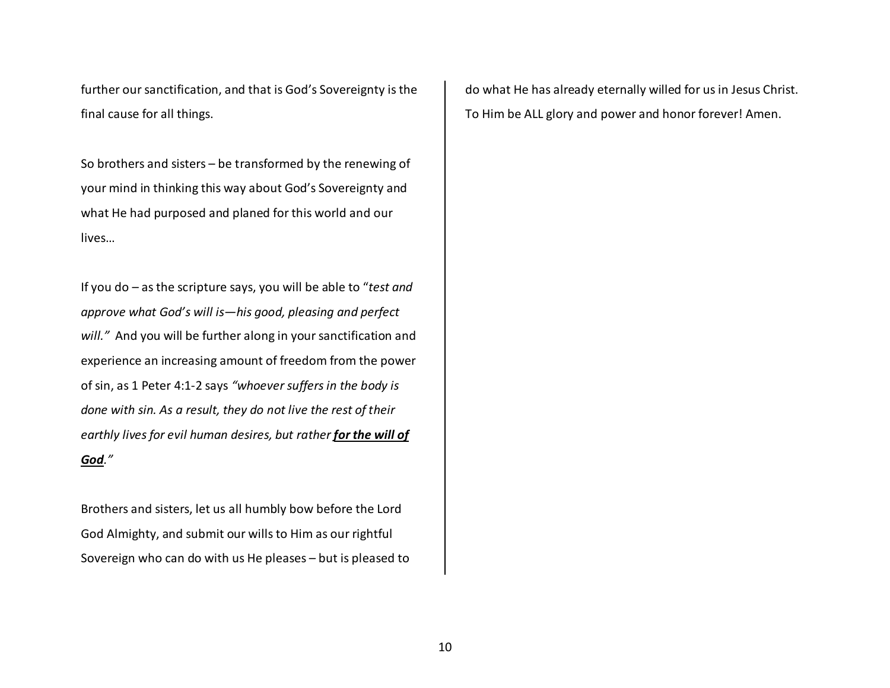further our sanctification, and that is God's Sovereignty is the final cause for all things.

So brothers and sisters – be transformed by the renewing of your mind in thinking this way about God's Sovereignty and what He had purposed and planed for this world and our lives…

If you do – as the scripture says, you will be able to "*test and approve what God's will is—his good, pleasing and perfect will."* And you will be further along in your sanctification and experience an increasing amount of freedom from the power of sin, as 1 Peter 4:1-2 says *"whoever suffers in the body is done with sin. As a result, they do not live the rest of their earthly lives for evil human desires, but rather* ***<u>for the will of God</u>****."*

Brothers and sisters, let us all humbly bow before the Lord God Almighty, and submit our wills to Him as our rightful Sovereign who can do with us He pleases – but is pleased to do what He has already eternally willed for us in Jesus Christ. To Him be ALL glory and power and honor forever! Amen.